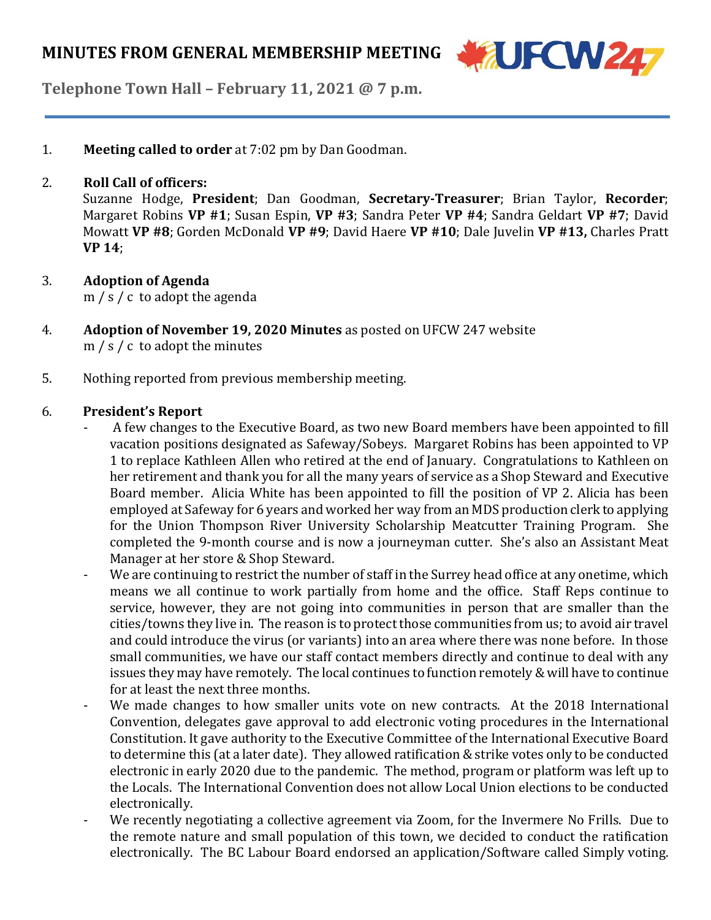# MINUTES FROM GENERAL MEMBERSHIP MEETING

**Telephone Town Hall – February 11, 2021 @ 7 p.m.**

1. **Meeting called to order** at 7:02 pm by Dan Goodman.

2. **Roll Call of officers:**
   Suzanne Hodge, **President**; Dan Goodman, **Secretary-Treasurer**; Brian Taylor, **Recorder**; Margaret Robins **VP #1**; Susan Espin, **VP #3**; Sandra Peter **VP #4**; Sandra Geldart **VP #7**; David Mowatt **VP #8**; Gorden McDonald **VP #9**; David Haere **VP #10**; Dale Juvelin **VP #13,** Charles Pratt **VP 14**;

3. **Adoption of Agenda**
   m / s / c to adopt the agenda

4. **Adoption of November 19, 2020 Minutes** as posted on UFCW 247 website
   m / s / c to adopt the minutes

5. Nothing reported from previous membership meeting.

6. **President's Report**
   - A few changes to the Executive Board, as two new Board members have been appointed to fill vacation positions designated as Safeway/Sobeys. Margaret Robins has been appointed to VP 1 to replace Kathleen Allen who retired at the end of January. Congratulations to Kathleen on her retirement and thank you for all the many years of service as a Shop Steward and Executive Board member. Alicia White has been appointed to fill the position of VP 2. Alicia has been employed at Safeway for 6 years and worked her way from an MDS production clerk to applying for the Union Thompson River University Scholarship Meatcutter Training Program. She completed the 9-month course and is now a journeyman cutter. She's also an Assistant Meat Manager at her store & Shop Steward.
   - We are continuing to restrict the number of staff in the Surrey head office at any onetime, which means we all continue to work partially from home and the office. Staff Reps continue to service, however, they are not going into communities in person that are smaller than the cities/towns they live in. The reason is to protect those communities from us; to avoid air travel and could introduce the virus (or variants) into an area where there was none before. In those small communities, we have our staff contact members directly and continue to deal with any issues they may have remotely. The local continues to function remotely & will have to continue for at least the next three months.
   - We made changes to how smaller units vote on new contracts. At the 2018 International Convention, delegates gave approval to add electronic voting procedures in the International Constitution. It gave authority to the Executive Committee of the International Executive Board to determine this (at a later date). They allowed ratification & strike votes only to be conducted electronic in early 2020 due to the pandemic. The method, program or platform was left up to the Locals. The International Convention does not allow Local Union elections to be conducted electronically.
   - We recently negotiating a collective agreement via Zoom, for the Invermere No Frills. Due to the remote nature and small population of this town, we decided to conduct the ratification electronically. The BC Labour Board endorsed an application/Software called Simply voting.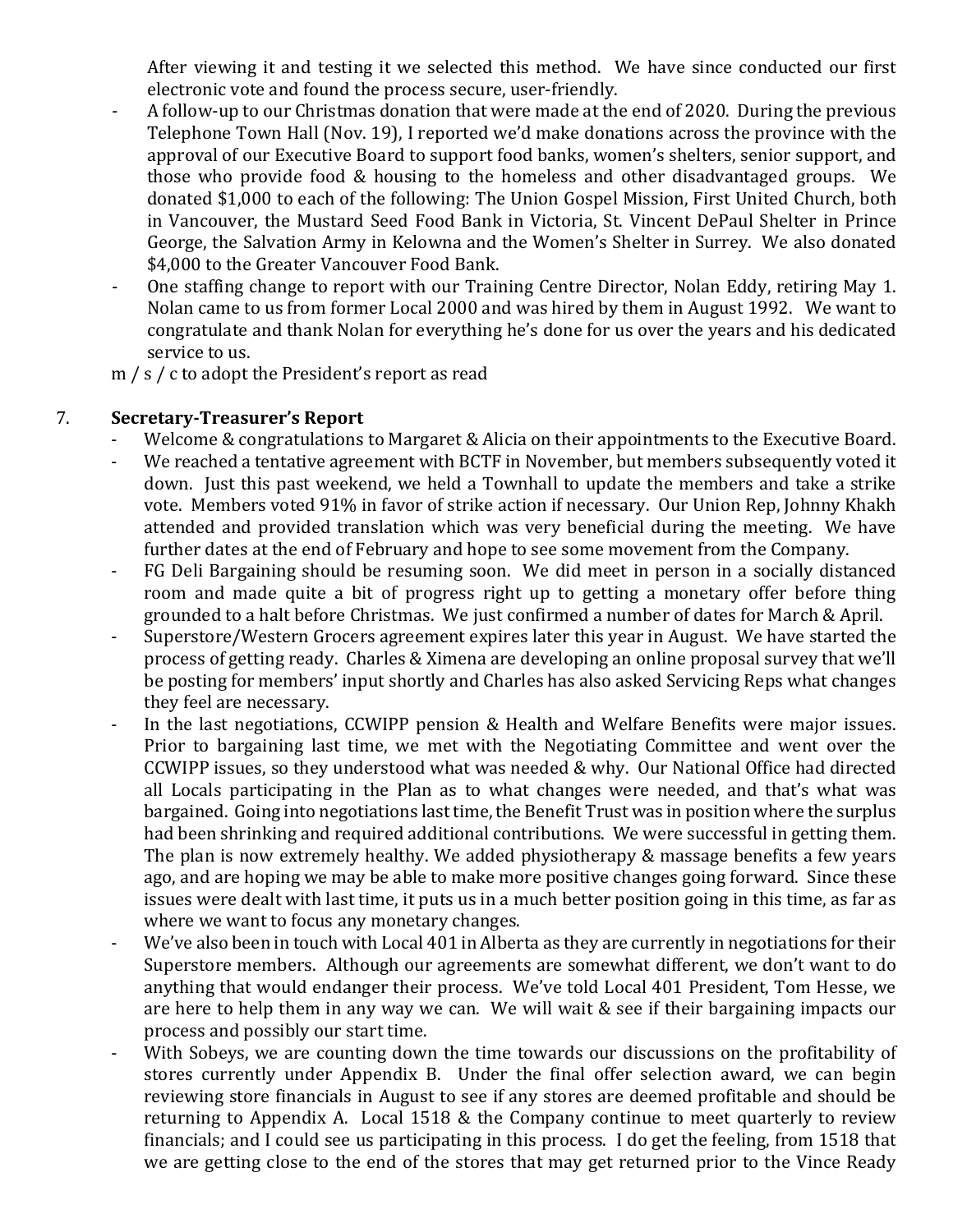After viewing it and testing it we selected this method. We have since conducted our first electronic vote and found the process secure, user-friendly.

- A follow-up to our Christmas donation that were made at the end of 2020. During the previous Telephone Town Hall (Nov. 19), I reported we'd make donations across the province with the approval of our Executive Board to support food banks, women's shelters, senior support, and those who provide food & housing to the homeless and other disadvantaged groups. We donated $1,000 to each of the following: The Union Gospel Mission, First United Church, both in Vancouver, the Mustard Seed Food Bank in Victoria, St. Vincent DePaul Shelter in Prince George, the Salvation Army in Kelowna and the Women's Shelter in Surrey. We also donated $4,000 to the Greater Vancouver Food Bank.
- One staffing change to report with our Training Centre Director, Nolan Eddy, retiring May 1. Nolan came to us from former Local 2000 and was hired by them in August 1992. We want to congratulate and thank Nolan for everything he's done for us over the years and his dedicated service to us.

m / s / c to adopt the President's report as read

7. **Secretary-Treasurer's Report**

- Welcome & congratulations to Margaret & Alicia on their appointments to the Executive Board.
- We reached a tentative agreement with BCTF in November, but members subsequently voted it down. Just this past weekend, we held a Townhall to update the members and take a strike vote. Members voted 91% in favor of strike action if necessary. Our Union Rep, Johnny Khakh attended and provided translation which was very beneficial during the meeting. We have further dates at the end of February and hope to see some movement from the Company.
- FG Deli Bargaining should be resuming soon. We did meet in person in a socially distanced room and made quite a bit of progress right up to getting a monetary offer before thing grounded to a halt before Christmas. We just confirmed a number of dates for March & April.
- Superstore/Western Grocers agreement expires later this year in August. We have started the process of getting ready. Charles & Ximena are developing an online proposal survey that we'll be posting for members' input shortly and Charles has also asked Servicing Reps what changes they feel are necessary.
- In the last negotiations, CCWIPP pension & Health and Welfare Benefits were major issues. Prior to bargaining last time, we met with the Negotiating Committee and went over the CCWIPP issues, so they understood what was needed & why. Our National Office had directed all Locals participating in the Plan as to what changes were needed, and that's what was bargained. Going into negotiations last time, the Benefit Trust was in position where the surplus had been shrinking and required additional contributions. We were successful in getting them. The plan is now extremely healthy. We added physiotherapy & massage benefits a few years ago, and are hoping we may be able to make more positive changes going forward. Since these issues were dealt with last time, it puts us in a much better position going in this time, as far as where we want to focus any monetary changes.
- We've also been in touch with Local 401 in Alberta as they are currently in negotiations for their Superstore members. Although our agreements are somewhat different, we don't want to do anything that would endanger their process. We've told Local 401 President, Tom Hesse, we are here to help them in any way we can. We will wait & see if their bargaining impacts our process and possibly our start time.
- With Sobeys, we are counting down the time towards our discussions on the profitability of stores currently under Appendix B. Under the final offer selection award, we can begin reviewing store financials in August to see if any stores are deemed profitable and should be returning to Appendix A. Local 1518 & the Company continue to meet quarterly to review financials; and I could see us participating in this process. I do get the feeling, from 1518 that we are getting close to the end of the stores that may get returned prior to the Vince Ready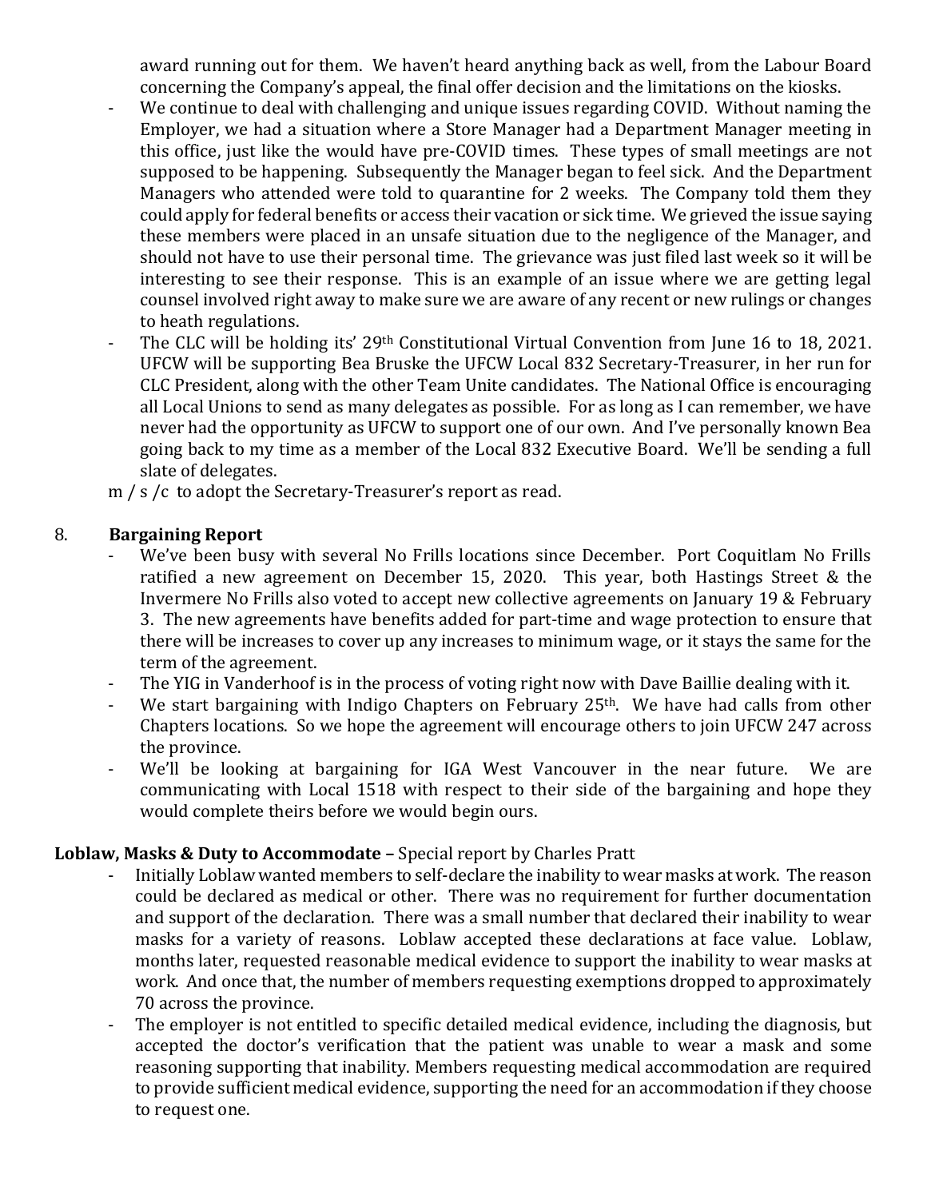award running out for them. We haven't heard anything back as well, from the Labour Board concerning the Company's appeal, the final offer decision and the limitations on the kiosks.

- We continue to deal with challenging and unique issues regarding COVID. Without naming the Employer, we had a situation where a Store Manager had a Department Manager meeting in this office, just like the would have pre-COVID times. These types of small meetings are not supposed to be happening. Subsequently the Manager began to feel sick. And the Department Managers who attended were told to quarantine for 2 weeks. The Company told them they could apply for federal benefits or access their vacation or sick time. We grieved the issue saying these members were placed in an unsafe situation due to the negligence of the Manager, and should not have to use their personal time. The grievance was just filed last week so it will be interesting to see their response. This is an example of an issue where we are getting legal counsel involved right away to make sure we are aware of any recent or new rulings or changes to heath regulations.
- The CLC will be holding its' 29th Constitutional Virtual Convention from June 16 to 18, 2021. UFCW will be supporting Bea Bruske the UFCW Local 832 Secretary-Treasurer, in her run for CLC President, along with the other Team Unite candidates. The National Office is encouraging all Local Unions to send as many delegates as possible. For as long as I can remember, we have never had the opportunity as UFCW to support one of our own. And I've personally known Bea going back to my time as a member of the Local 832 Executive Board. We'll be sending a full slate of delegates.

m / s /c to adopt the Secretary-Treasurer's report as read.

8. **Bargaining Report**

- We've been busy with several No Frills locations since December. Port Coquitlam No Frills ratified a new agreement on December 15, 2020. This year, both Hastings Street & the Invermere No Frills also voted to accept new collective agreements on January 19 & February 3. The new agreements have benefits added for part-time and wage protection to ensure that there will be increases to cover up any increases to minimum wage, or it stays the same for the term of the agreement.
- The YIG in Vanderhoof is in the process of voting right now with Dave Baillie dealing with it.
- We start bargaining with Indigo Chapters on February 25th. We have had calls from other Chapters locations. So we hope the agreement will encourage others to join UFCW 247 across the province.
- We'll be looking at bargaining for IGA West Vancouver in the near future. We are communicating with Local 1518 with respect to their side of the bargaining and hope they would complete theirs before we would begin ours.

**Loblaw, Masks & Duty to Accommodate –** Special report by Charles Pratt

- Initially Loblaw wanted members to self-declare the inability to wear masks at work. The reason could be declared as medical or other. There was no requirement for further documentation and support of the declaration. There was a small number that declared their inability to wear masks for a variety of reasons. Loblaw accepted these declarations at face value. Loblaw, months later, requested reasonable medical evidence to support the inability to wear masks at work. And once that, the number of members requesting exemptions dropped to approximately 70 across the province.
- The employer is not entitled to specific detailed medical evidence, including the diagnosis, but accepted the doctor's verification that the patient was unable to wear a mask and some reasoning supporting that inability. Members requesting medical accommodation are required to provide sufficient medical evidence, supporting the need for an accommodation if they choose to request one.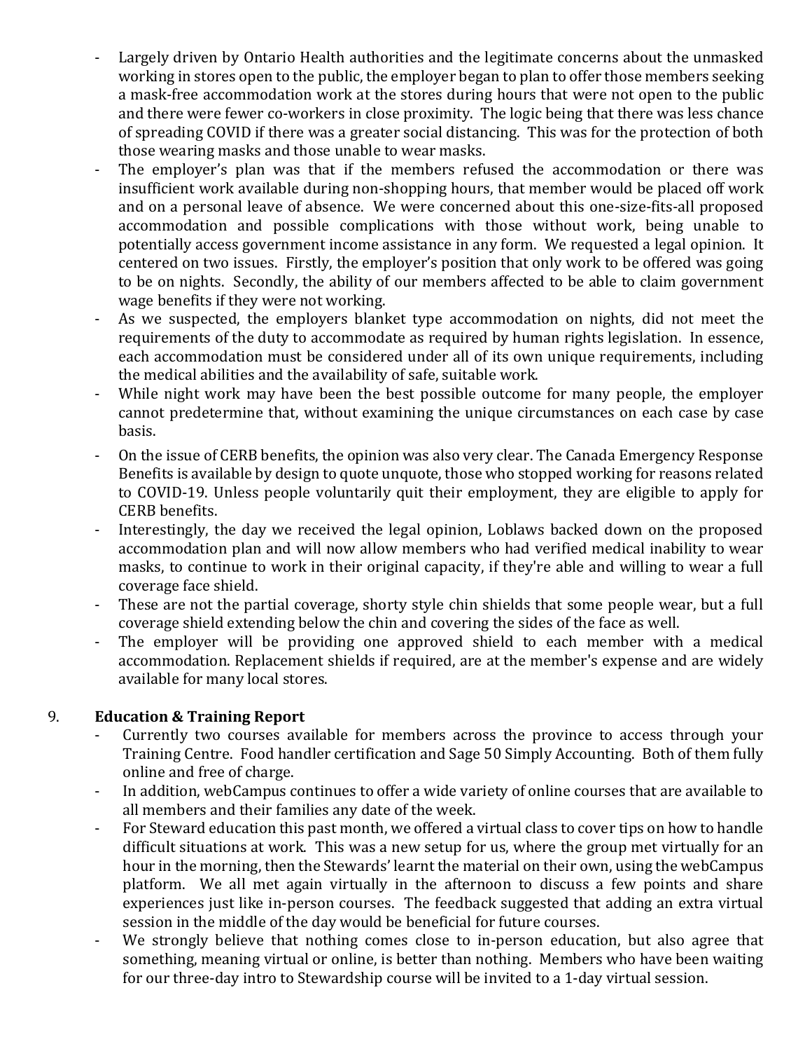- Largely driven by Ontario Health authorities and the legitimate concerns about the unmasked working in stores open to the public, the employer began to plan to offer those members seeking a mask-free accommodation work at the stores during hours that were not open to the public and there were fewer co-workers in close proximity. The logic being that there was less chance of spreading COVID if there was a greater social distancing. This was for the protection of both those wearing masks and those unable to wear masks.
- The employer's plan was that if the members refused the accommodation or there was insufficient work available during non-shopping hours, that member would be placed off work and on a personal leave of absence. We were concerned about this one-size-fits-all proposed accommodation and possible complications with those without work, being unable to potentially access government income assistance in any form. We requested a legal opinion. It centered on two issues. Firstly, the employer's position that only work to be offered was going to be on nights. Secondly, the ability of our members affected to be able to claim government wage benefits if they were not working.
- As we suspected, the employers blanket type accommodation on nights, did not meet the requirements of the duty to accommodate as required by human rights legislation. In essence, each accommodation must be considered under all of its own unique requirements, including the medical abilities and the availability of safe, suitable work.
- While night work may have been the best possible outcome for many people, the employer cannot predetermine that, without examining the unique circumstances on each case by case basis.
- On the issue of CERB benefits, the opinion was also very clear. The Canada Emergency Response Benefits is available by design to quote unquote, those who stopped working for reasons related to COVID-19. Unless people voluntarily quit their employment, they are eligible to apply for CERB benefits.
- Interestingly, the day we received the legal opinion, Loblaws backed down on the proposed accommodation plan and will now allow members who had verified medical inability to wear masks, to continue to work in their original capacity, if they're able and willing to wear a full coverage face shield.
- These are not the partial coverage, shorty style chin shields that some people wear, but a full coverage shield extending below the chin and covering the sides of the face as well.
- The employer will be providing one approved shield to each member with a medical accommodation. Replacement shields if required, are at the member's expense and are widely available for many local stores.

9. **Education & Training Report**

- Currently two courses available for members across the province to access through your Training Centre. Food handler certification and Sage 50 Simply Accounting. Both of them fully online and free of charge.
- In addition, webCampus continues to offer a wide variety of online courses that are available to all members and their families any date of the week.
- For Steward education this past month, we offered a virtual class to cover tips on how to handle difficult situations at work. This was a new setup for us, where the group met virtually for an hour in the morning, then the Stewards' learnt the material on their own, using the webCampus platform. We all met again virtually in the afternoon to discuss a few points and share experiences just like in-person courses. The feedback suggested that adding an extra virtual session in the middle of the day would be beneficial for future courses.
- We strongly believe that nothing comes close to in-person education, but also agree that something, meaning virtual or online, is better than nothing. Members who have been waiting for our three-day intro to Stewardship course will be invited to a 1-day virtual session.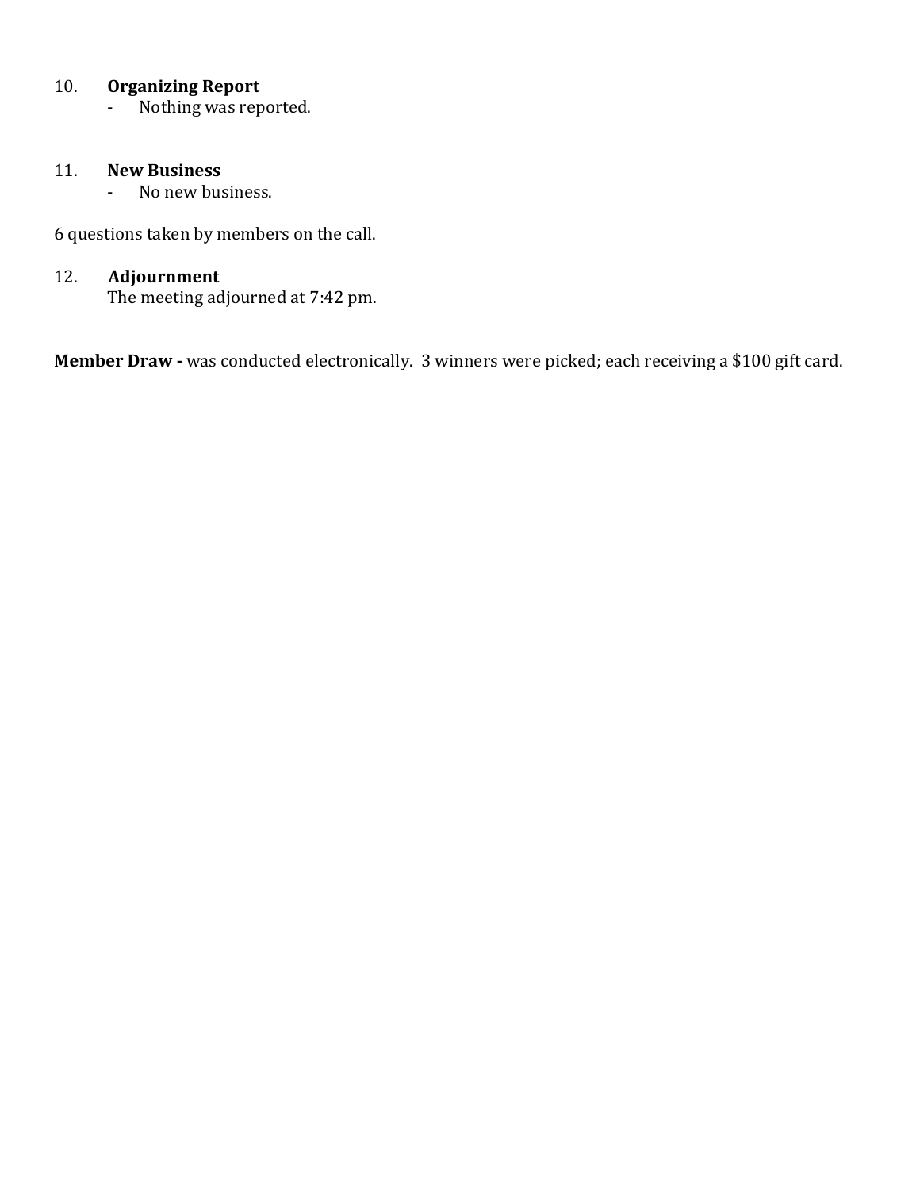10. **Organizing Report**
    - Nothing was reported.

11. **New Business**
    - No new business.

6 questions taken by members on the call.

12. **Adjournment**
    The meeting adjourned at 7:42 pm.

**Member Draw -** was conducted electronically. 3 winners were picked; each receiving a $100 gift card.